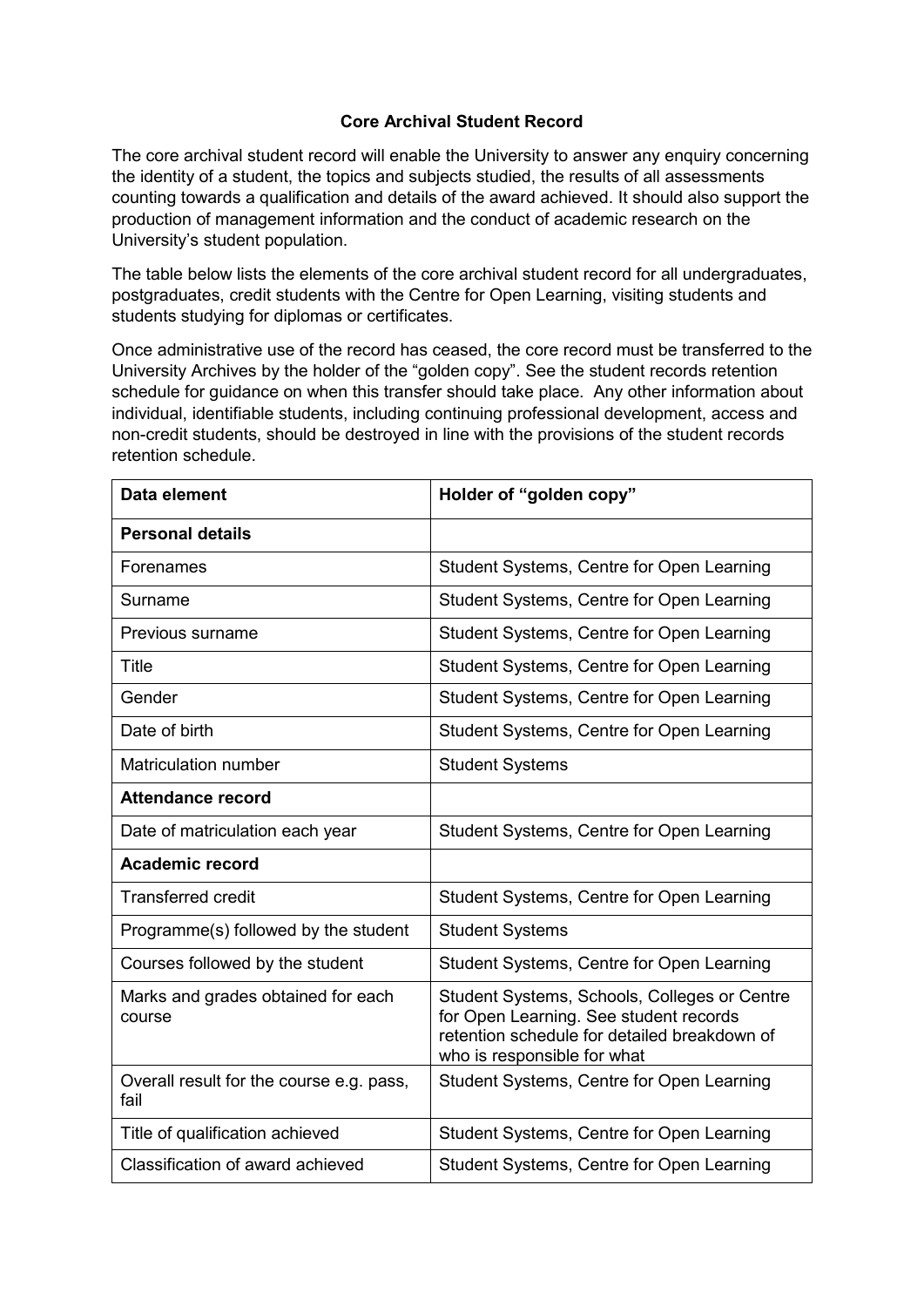# Core Archival Student Record

The core archival student record will enable the University to answer any enquiry concerning the identity of a student, the topics and subjects studied, the results of all assessments counting towards a qualification and details of the award achieved. It should also support the production of management information and the conduct of academic research on the University's student population.

The table below lists the elements of the core archival student record for all undergraduates, postgraduates, credit students with the Centre for Open Learning, visiting students and students studying for diplomas or certificates.

Once administrative use of the record has ceased, the core record must be transferred to the University Archives by the holder of the "golden copy". See the student records retention schedule for guidance on when this transfer should take place. Any other information about individual, identifiable students, including continuing professional development, access and non-credit students, should be destroyed in line with the provisions of the student records retention schedule.

| Data element | Holder of "golden copy" |
|---|---|
| **Personal details** | |
| Forenames | Student Systems, Centre for Open Learning |
| Surname | Student Systems, Centre for Open Learning |
| Previous surname | Student Systems, Centre for Open Learning |
| Title | Student Systems, Centre for Open Learning |
| Gender | Student Systems, Centre for Open Learning |
| Date of birth | Student Systems, Centre for Open Learning |
| Matriculation number | Student Systems |
| **Attendance record** | |
| Date of matriculation each year | Student Systems, Centre for Open Learning |
| **Academic record** | |
| Transferred credit | Student Systems, Centre for Open Learning |
| Programme(s) followed by the student | Student Systems |
| Courses followed by the student | Student Systems, Centre for Open Learning |
| Marks and grades obtained for each course | Student Systems, Schools, Colleges or Centre for Open Learning. See student records retention schedule for detailed breakdown of who is responsible for what |
| Overall result for the course e.g. pass, fail | Student Systems, Centre for Open Learning |
| Title of qualification achieved | Student Systems, Centre for Open Learning |
| Classification of award achieved | Student Systems, Centre for Open Learning |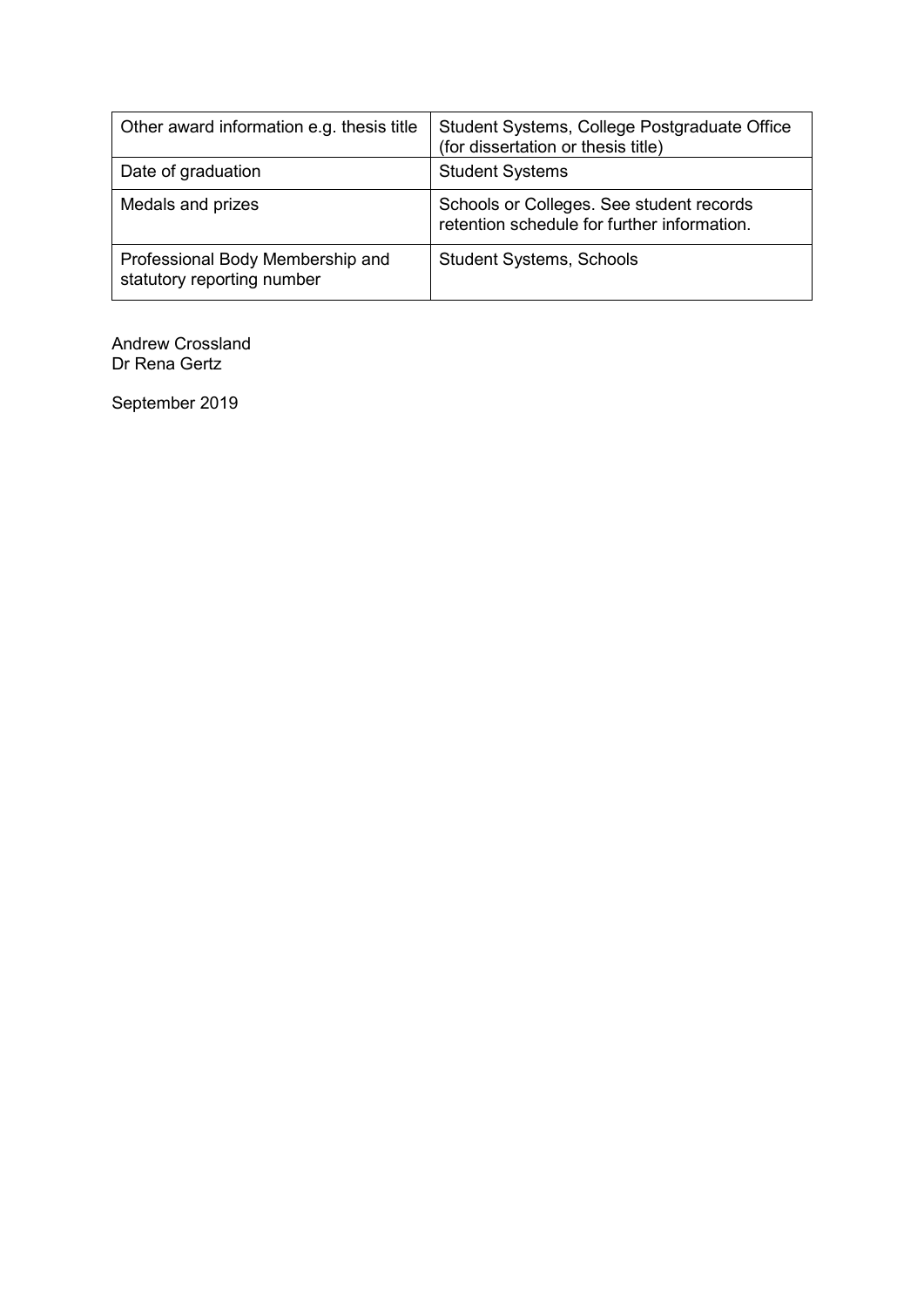| | |
|---|---|
| Other award information e.g. thesis title | Student Systems, College Postgraduate Office (for dissertation or thesis title) |
| Date of graduation | Student Systems |
| Medals and prizes | Schools or Colleges. See student records retention schedule for further information. |
| Professional Body Membership and statutory reporting number | Student Systems, Schools |

Andrew Crossland
Dr Rena Gertz

September 2019